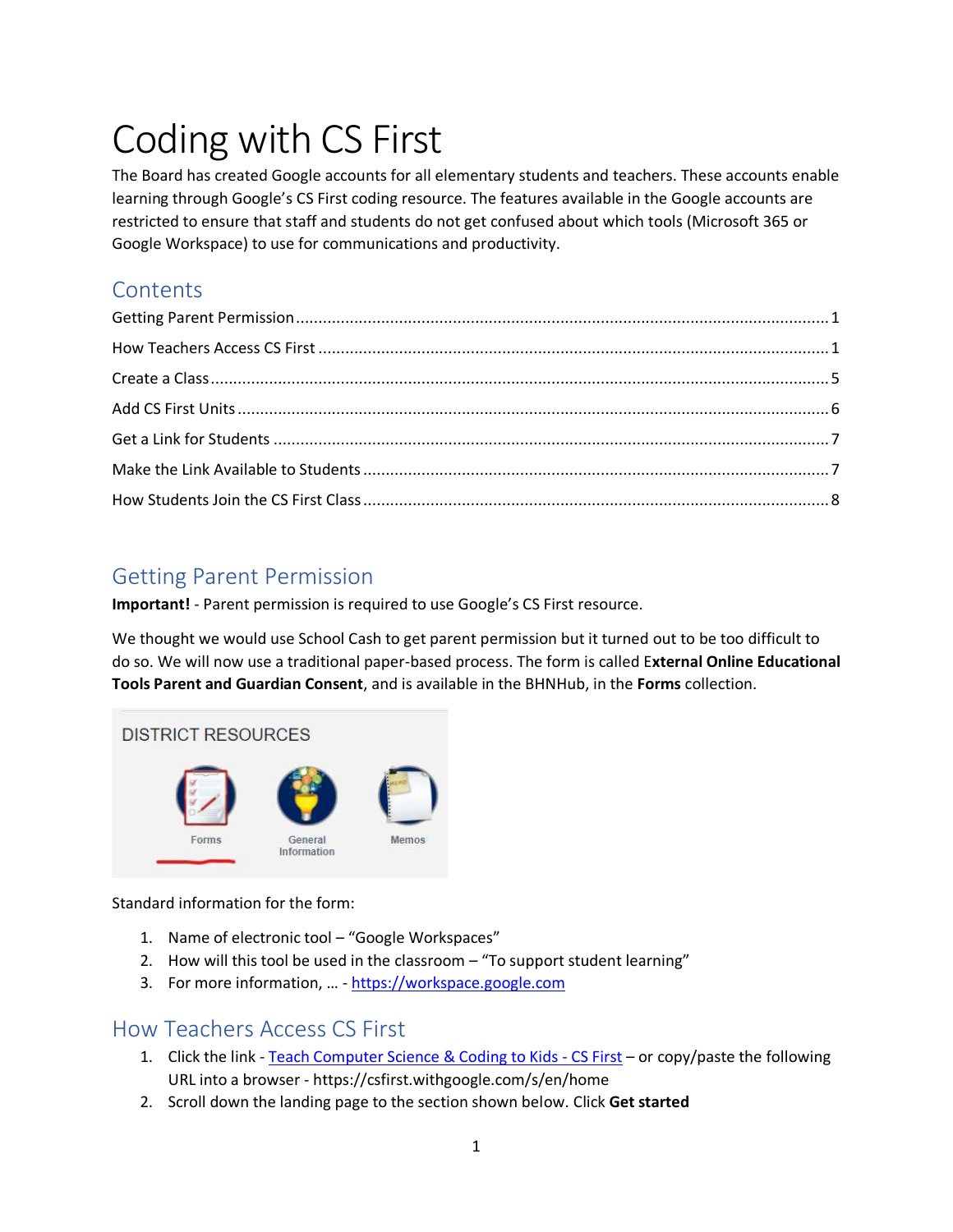# Coding with CS First

The Board has created Google accounts for all elementary students and teachers. These accounts enable learning through Google's CS First coding resource. The features available in the Google accounts are restricted to ensure that staff and students do not get confused about which tools (Microsoft 365 or Google Workspace) to use for communications and productivity.

## Contents

- Getting Parent Permission ........ 1
- How Teachers Access CS First ........ 1
- Create a Class ........ 5
- Add CS First Units ........ 6
- Get a Link for Students ........ 7
- Make the Link Available to Students ........ 7
- How Students Join the CS First Class ........ 8

## Getting Parent Permission

**Important!** - Parent permission is required to use Google's CS First resource.

We thought we would use School Cash to get parent permission but it turned out to be too difficult to do so. We will now use a traditional paper-based process. The form is called E**xternal Online Educational Tools Parent and Guardian Consent**, and is available in the BHNHub, in the **Forms** collection.

DISTRICT RESOURCES

Forms | General Information | Memos

Standard information for the form:

1. Name of electronic tool – "Google Workspaces"
2. How will this tool be used in the classroom – "To support student learning"
3. For more information, … - https://workspace.google.com

## How Teachers Access CS First

1. Click the link - Teach Computer Science & Coding to Kids - CS First – or copy/paste the following URL into a browser - https://csfirst.withgoogle.com/s/en/home
2. Scroll down the landing page to the section shown below. Click **Get started**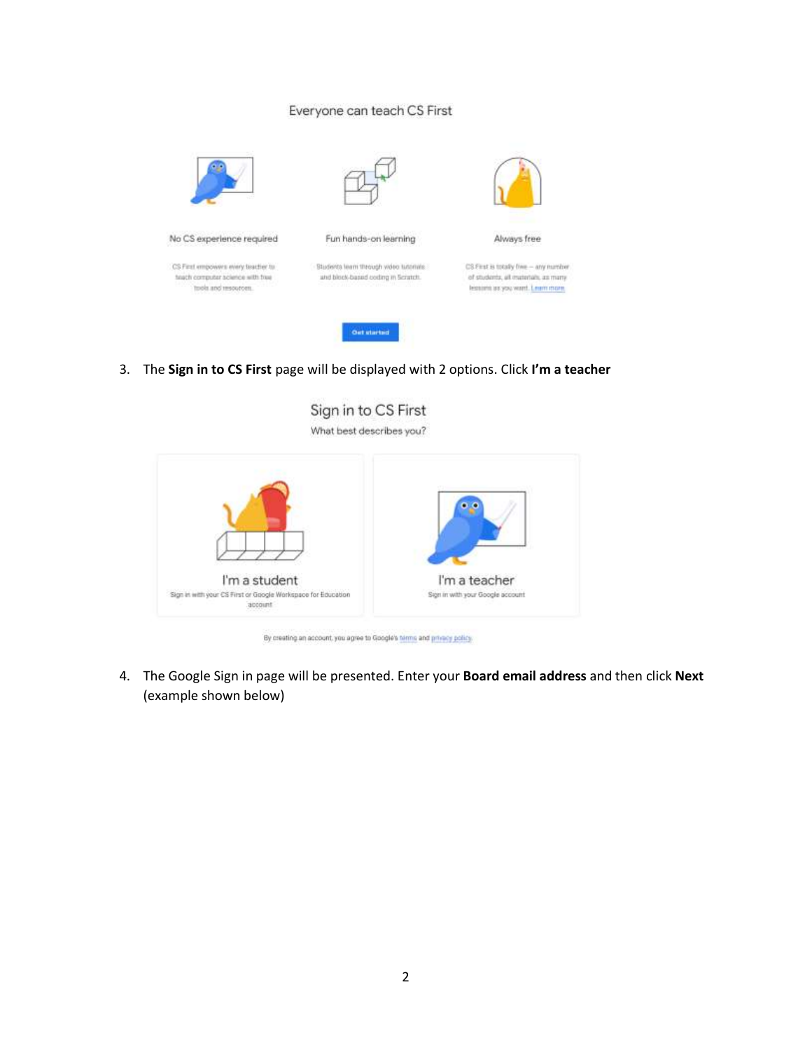Everyone can teach CS First

No CS experience required

CS First empowers every teacher to teach computer science with free tools and resources.

Fun hands-on learning

Students learn through video tutorials and block-based coding in Scratch.

Always free

CS First is totally free – any number of students, all materials, as many lessons as you want. Learn more

Get started

3. The **Sign in to CS First** page will be displayed with 2 options. Click **I'm a teacher**

Sign in to CS First

What best describes you?

I'm a student

Sign in with your CS First or Google Workspace for Education account

I'm a teacher

Sign in with your Google account

By creating an account, you agree to Google's terms and privacy policy.

4. The Google Sign in page will be presented. Enter your **Board email address** and then click **Next** (example shown below)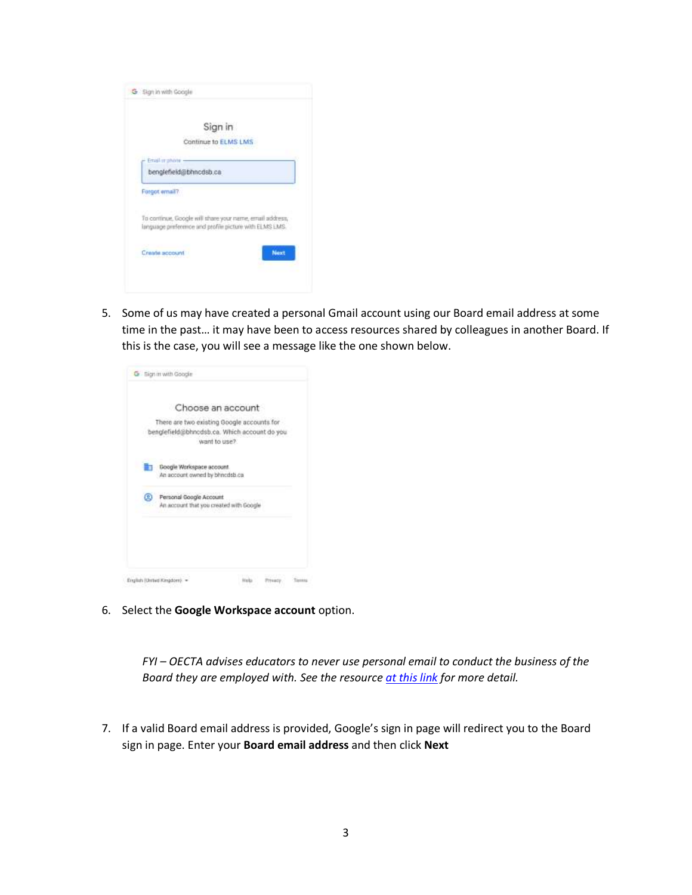5. Some of us may have created a personal Gmail account using our Board email address at some time in the past… it may have been to access resources shared by colleagues in another Board. If this is the case, you will see a message like the one shown below.

6. Select the **Google Workspace account** option.

   *FYI – OECTA advises educators to never use personal email to conduct the business of the Board they are employed with. See the resource [at this link](#) for more detail.*

7. If a valid Board email address is provided, Google's sign in page will redirect you to the Board sign in page. Enter your **Board email address** and then click **Next**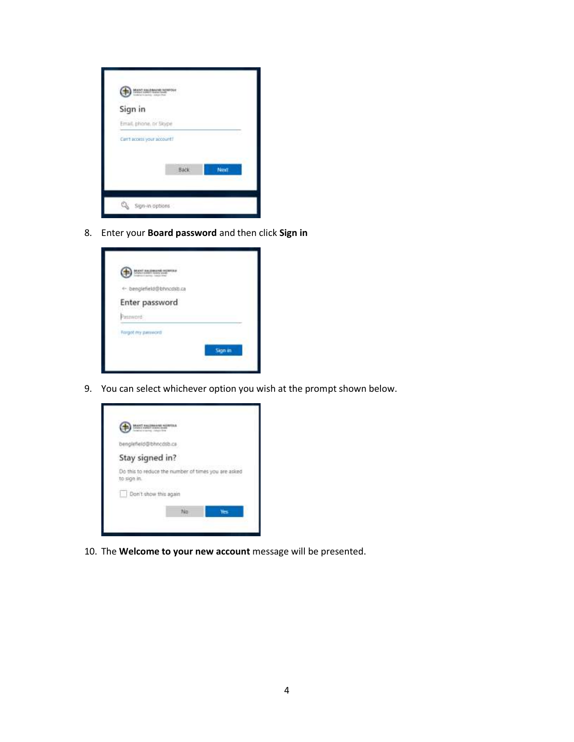8. Enter your **Board password** and then click **Sign in**

9. You can select whichever option you wish at the prompt shown below.

10. The **Welcome to your new account** message will be presented.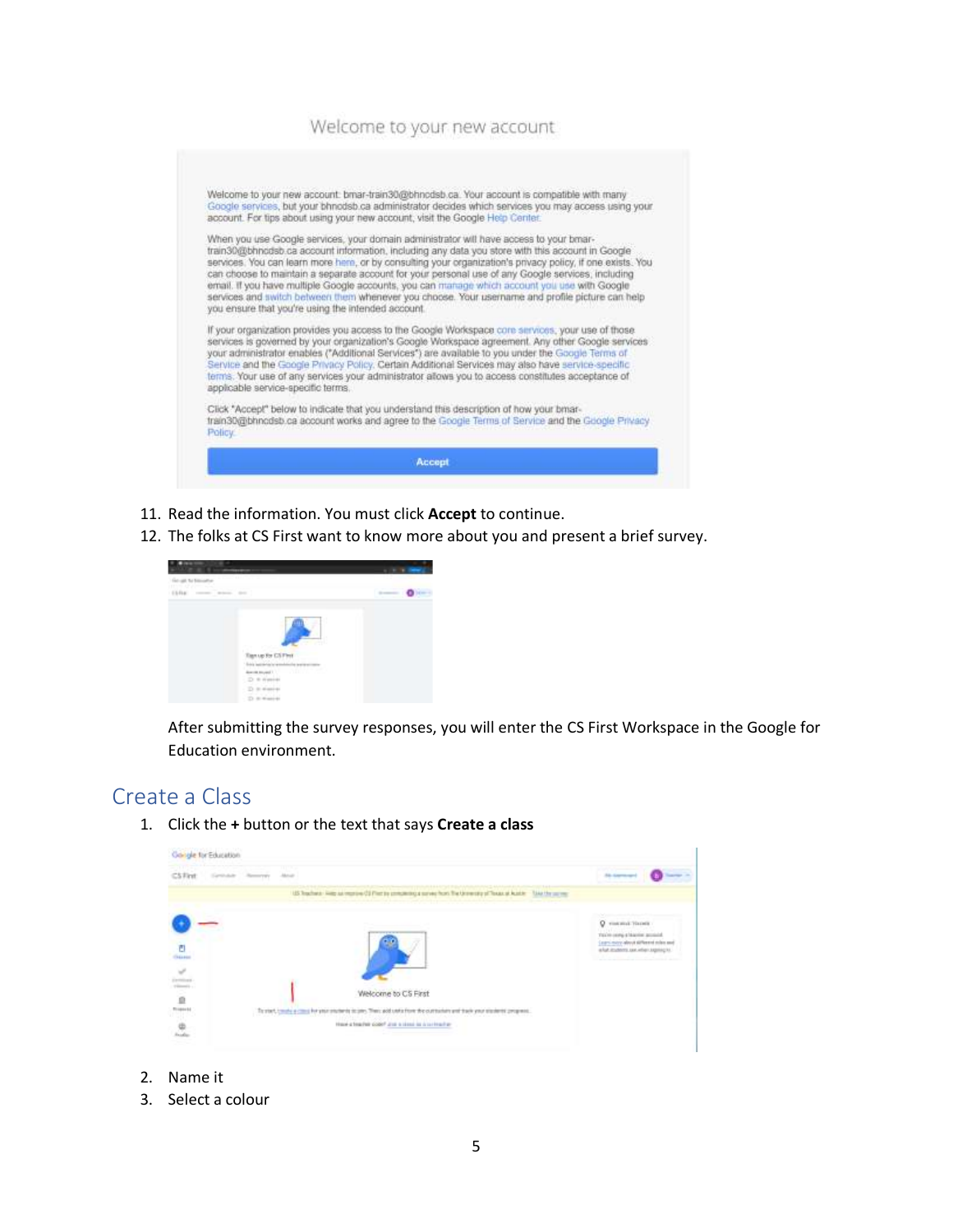11. Read the information. You must click **Accept** to continue.
12. The folks at CS First want to know more about you and present a brief survey.

    After submitting the survey responses, you will enter the CS First Workspace in the Google for Education environment.

## Create a Class

1. Click the **+** button or the text that says **Create a class**
2. Name it
3. Select a colour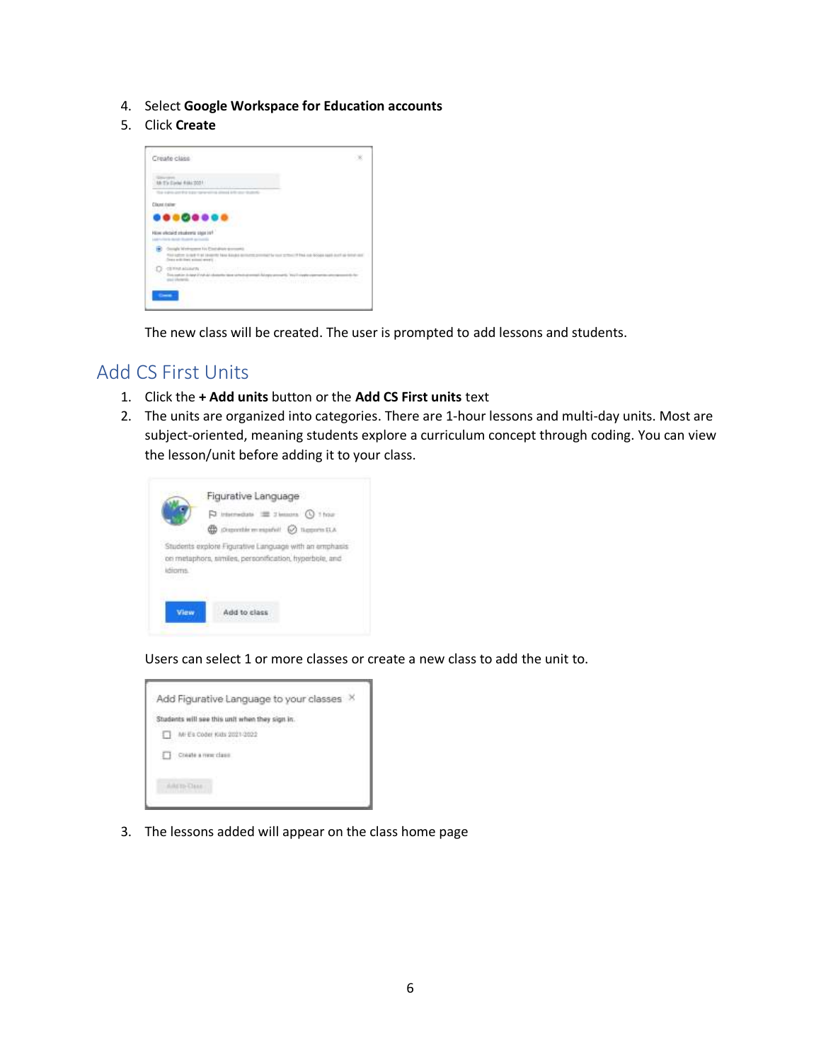4. Select **Google Workspace for Education accounts**
5. Click **Create**

The new class will be created. The user is prompted to add lessons and students.

## Add CS First Units

1. Click the **+ Add units** button or the **Add CS First units** text
2. The units are organized into categories. There are 1-hour lessons and multi-day units. Most are subject-oriented, meaning students explore a curriculum concept through coding. You can view the lesson/unit before adding it to your class.

   Users can select 1 or more classes or create a new class to add the unit to.

3. The lessons added will appear on the class home page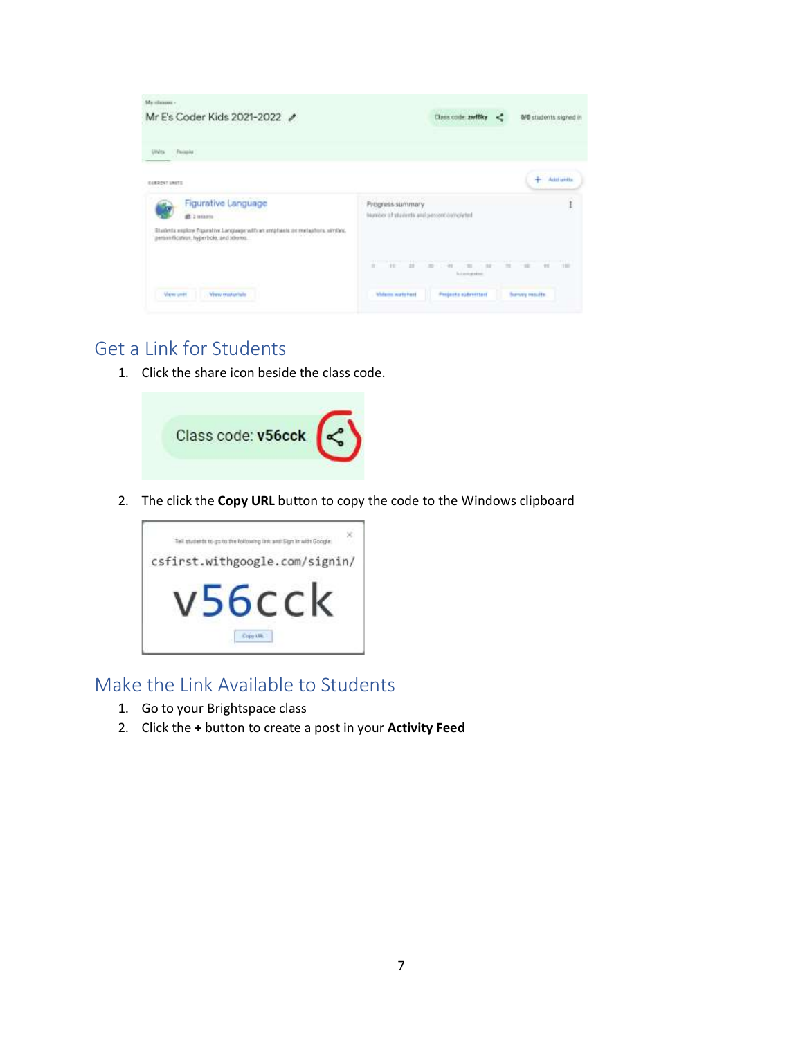## Get a Link for Students

1. Click the share icon beside the class code.

2. The click the **Copy URL** button to copy the code to the Windows clipboard

## Make the Link Available to Students

1. Go to your Brightspace class
2. Click the **+** button to create a post in your **Activity Feed**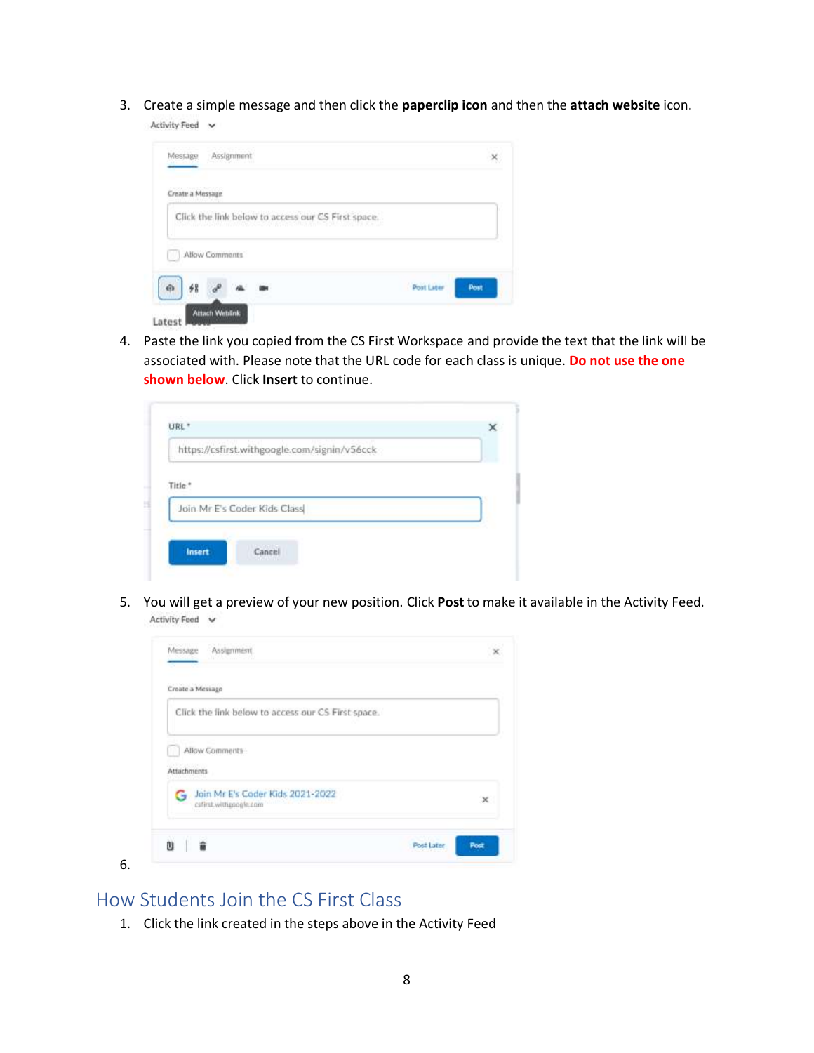3. Create a simple message and then click the **paperclip icon** and then the **attach website** icon.

4. Paste the link you copied from the CS First Workspace and provide the text that the link will be associated with. Please note that the URL code for each class is unique. **Do not use the one shown below**. Click **Insert** to continue.

5. You will get a preview of your new position. Click **Post** to make it available in the Activity Feed.

6.

## How Students Join the CS First Class

1. Click the link created in the steps above in the Activity Feed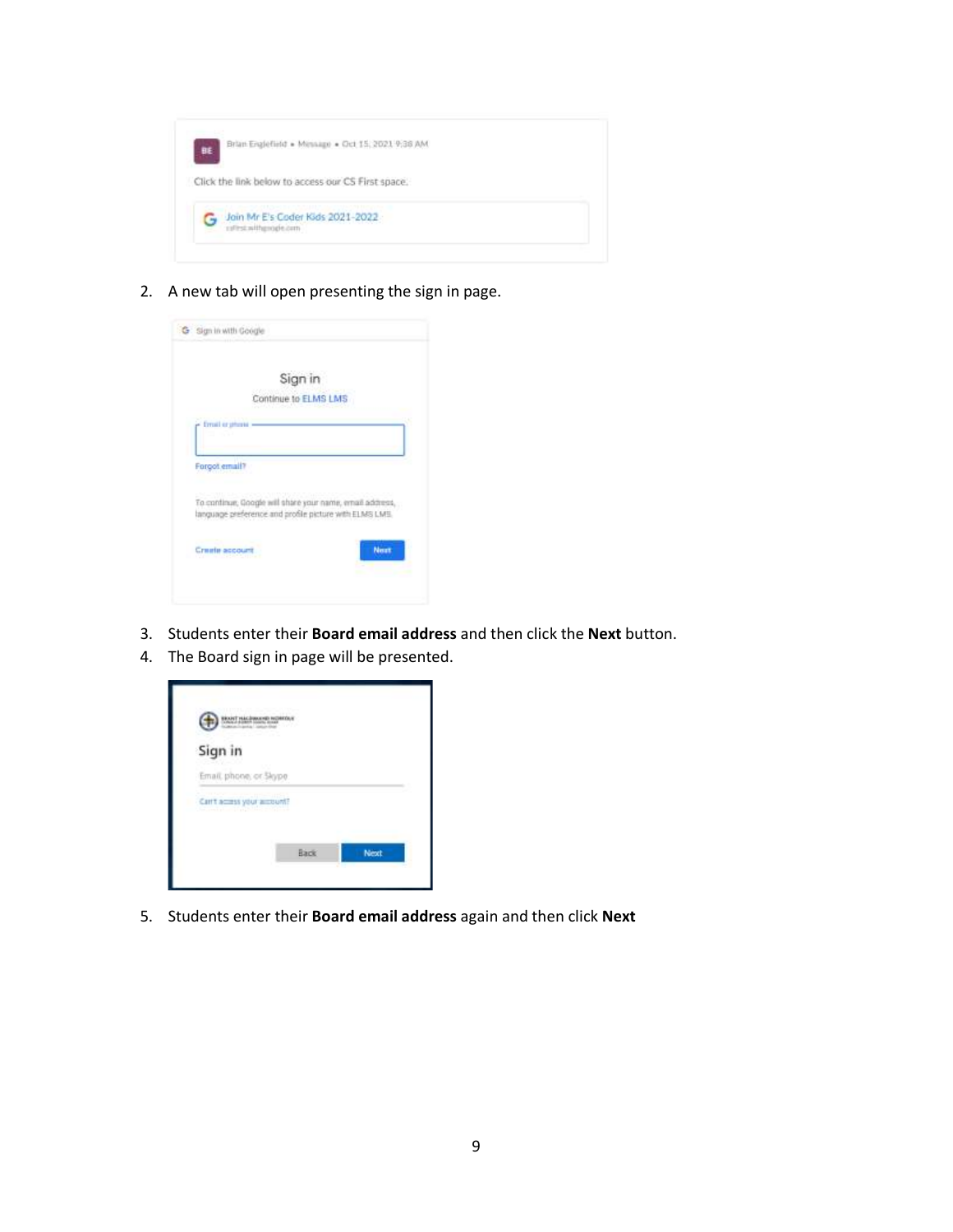2. A new tab will open presenting the sign in page.

3. Students enter their **Board email address** and then click the **Next** button.
4. The Board sign in page will be presented.

5. Students enter their **Board email address** again and then click **Next**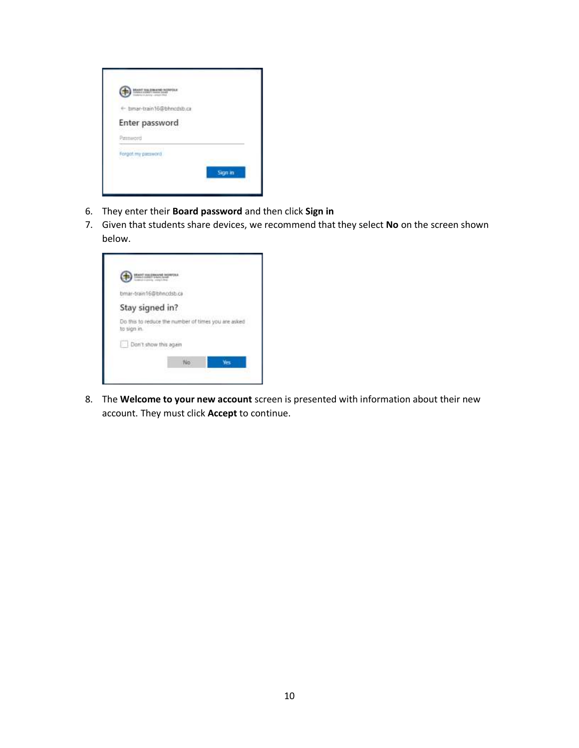6. They enter their **Board password** and then click **Sign in**
7. Given that students share devices, we recommend that they select **No** on the screen shown below.
8. The **Welcome to your new account** screen is presented with information about their new account. They must click **Accept** to continue.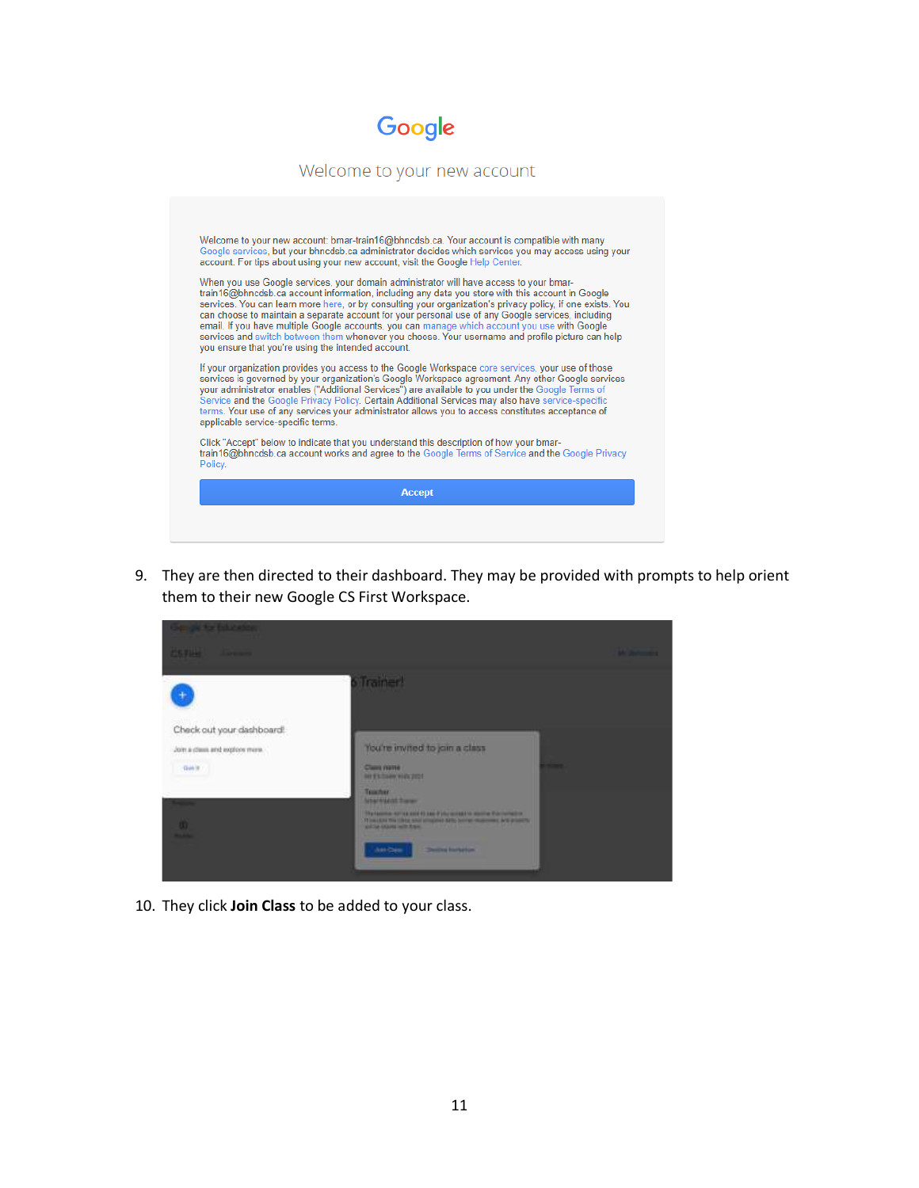9. They are then directed to their dashboard. They may be provided with prompts to help orient them to their new Google CS First Workspace.

10. They click **Join Class** to be added to your class.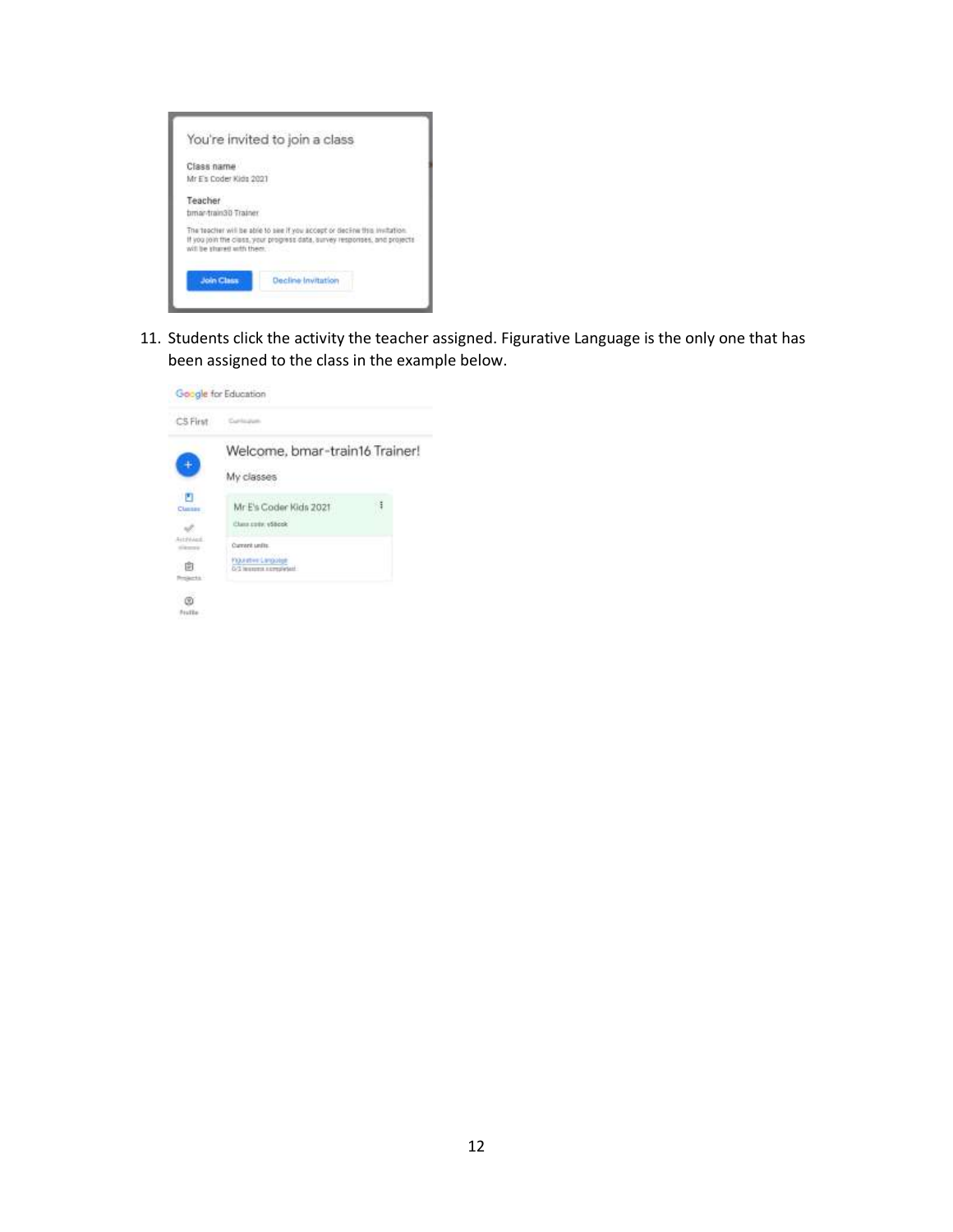11. Students click the activity the teacher assigned. Figurative Language is the only one that has been assigned to the class in the example below.